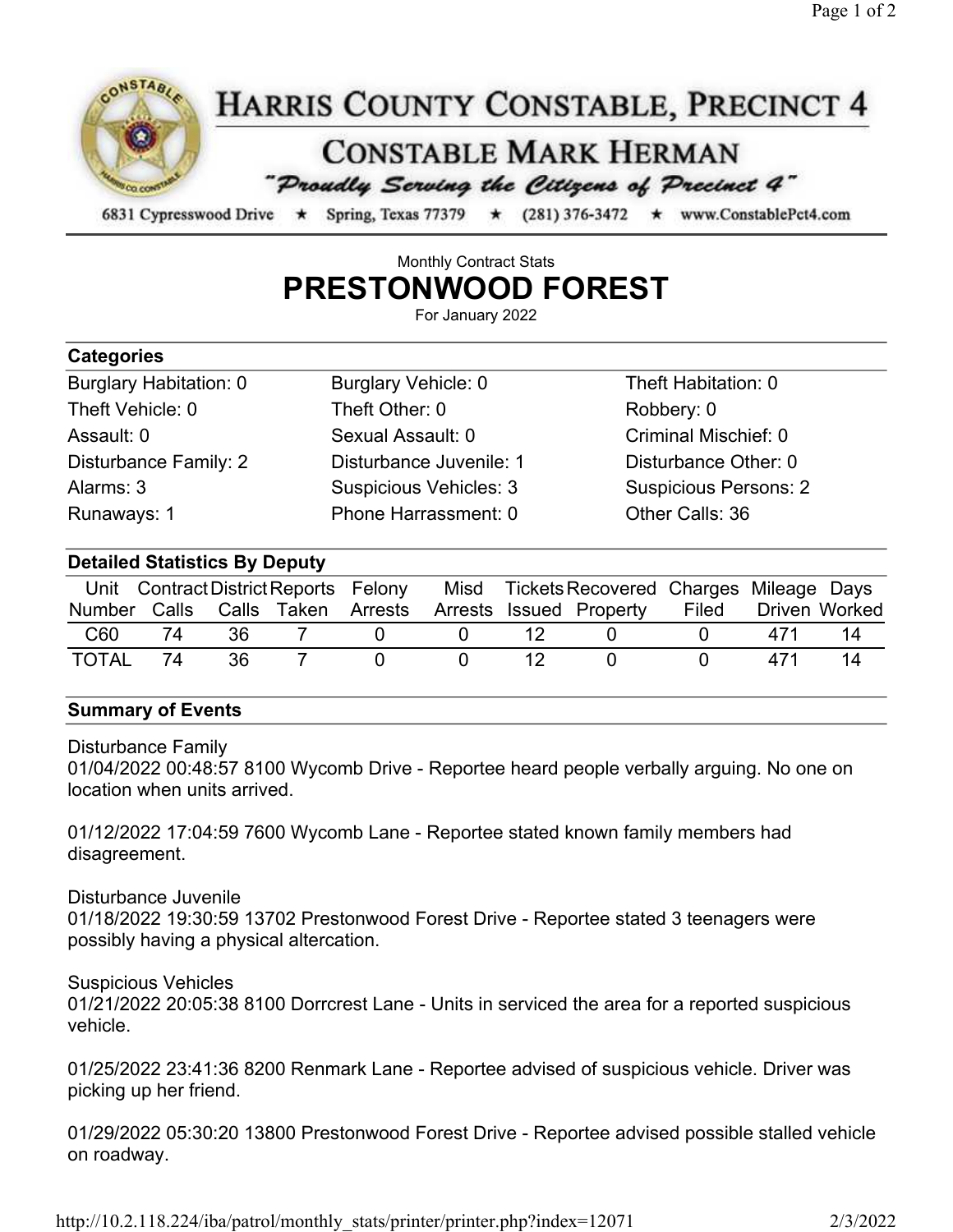# HARRIS COUNTY CONSTABLE, PRECINCT 4

## CONSTABLE MARK HERMAN

*"Proudly Serving the Citizens of Precinct 4"*

6831 Cypresswood Drive ★ Spring, Texas 77379 ★ (281) 376-3472 ★ www.ConstablePct4.com

Monthly Contract Stats

# PRESTONWOOD FOREST

For January 2022

### Categories

| | | |
|---|---|---|
| Burglary Habitation: 0 | Burglary Vehicle: 0 | Theft Habitation: 0 |
| Theft Vehicle: 0 | Theft Other: 0 | Robbery: 0 |
| Assault: 0 | Sexual Assault: 0 | Criminal Mischief: 0 |
| Disturbance Family: 2 | Disturbance Juvenile: 1 | Disturbance Other: 0 |
| Alarms: 3 | Suspicious Vehicles: 3 | Suspicious Persons: 2 |
| Runaways: 1 | Phone Harrassment: 0 | Other Calls: 36 |

### Detailed Statistics By Deputy

| Unit Number | Contract Calls | District Calls | Reports Taken | Felony Arrests | Misd Arrests | Tickets Issued | Recovered Property | Charges Filed | Mileage Driven | Days Worked |
|---|---|---|---|---|---|---|---|---|---|---|
| C60 | 74 | 36 | 7 | 0 | 0 | 12 | 0 | 0 | 471 | 14 |
| TOTAL | 74 | 36 | 7 | 0 | 0 | 12 | 0 | 0 | 471 | 14 |

### Summary of Events

Disturbance Family
01/04/2022 00:48:57 8100 Wycomb Drive - Reportee heard people verbally arguing. No one on location when units arrived.

01/12/2022 17:04:59 7600 Wycomb Lane - Reportee stated known family members had disagreement.

Disturbance Juvenile
01/18/2022 19:30:59 13702 Prestonwood Forest Drive - Reportee stated 3 teenagers were possibly having a physical altercation.

Suspicious Vehicles
01/21/2022 20:05:38 8100 Dorrcrest Lane - Units in serviced the area for a reported suspicious vehicle.

01/25/2022 23:41:36 8200 Renmark Lane - Reportee advised of suspicious vehicle. Driver was picking up her friend.

01/29/2022 05:30:20 13800 Prestonwood Forest Drive - Reportee advised possible stalled vehicle on roadway.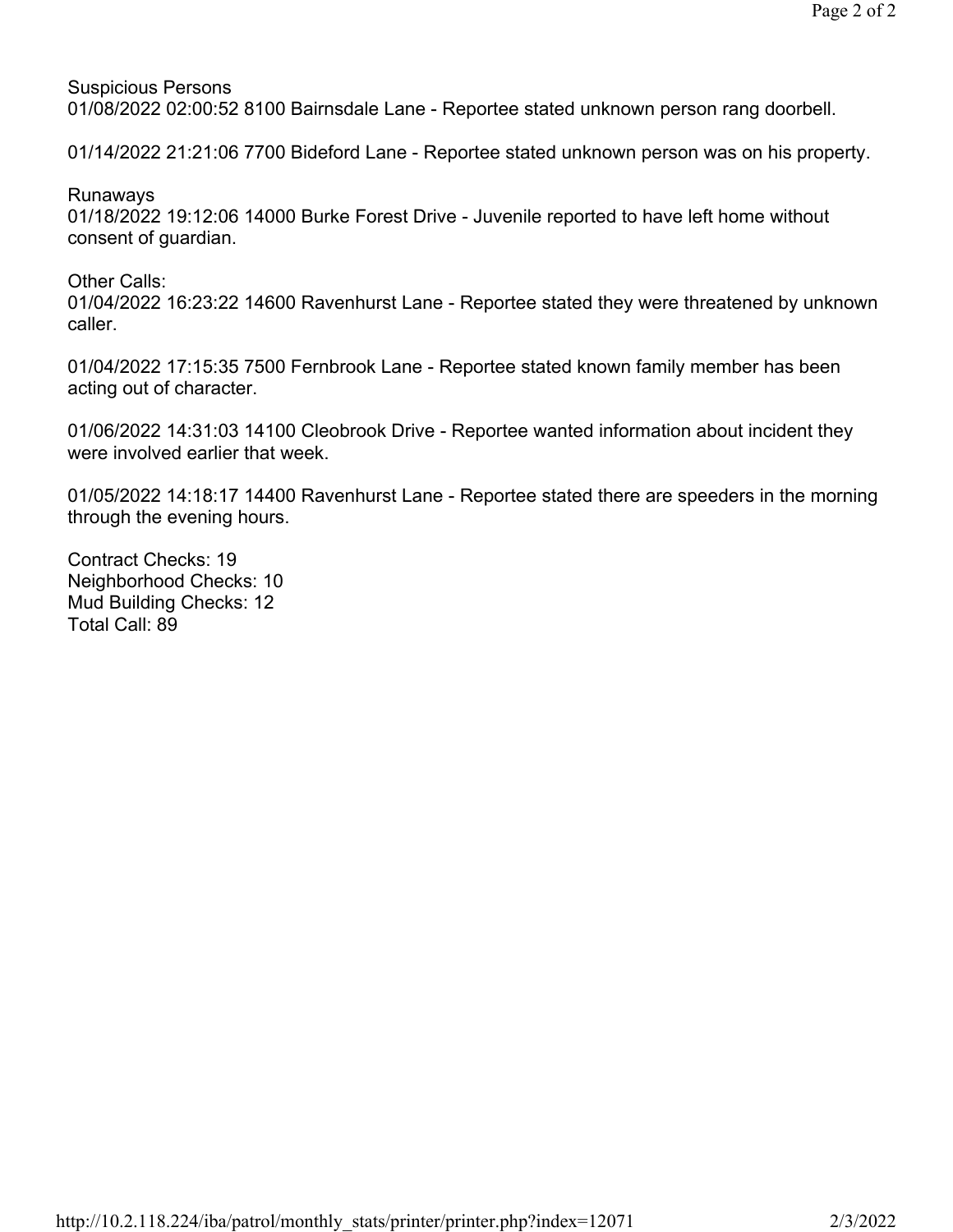Suspicious Persons

01/08/2022 02:00:52 8100 Bairnsdale Lane - Reportee stated unknown person rang doorbell.

01/14/2022 21:21:06 7700 Bideford Lane - Reportee stated unknown person was on his property.

Runaways

01/18/2022 19:12:06 14000 Burke Forest Drive - Juvenile reported to have left home without consent of guardian.

Other Calls:

01/04/2022 16:23:22 14600 Ravenhurst Lane - Reportee stated they were threatened by unknown caller.

01/04/2022 17:15:35 7500 Fernbrook Lane - Reportee stated known family member has been acting out of character.

01/06/2022 14:31:03 14100 Cleobrook Drive - Reportee wanted information about incident they were involved earlier that week.

01/05/2022 14:18:17 14400 Ravenhurst Lane - Reportee stated there are speeders in the morning through the evening hours.

Contract Checks: 19
Neighborhood Checks: 10
Mud Building Checks: 12
Total Call: 89